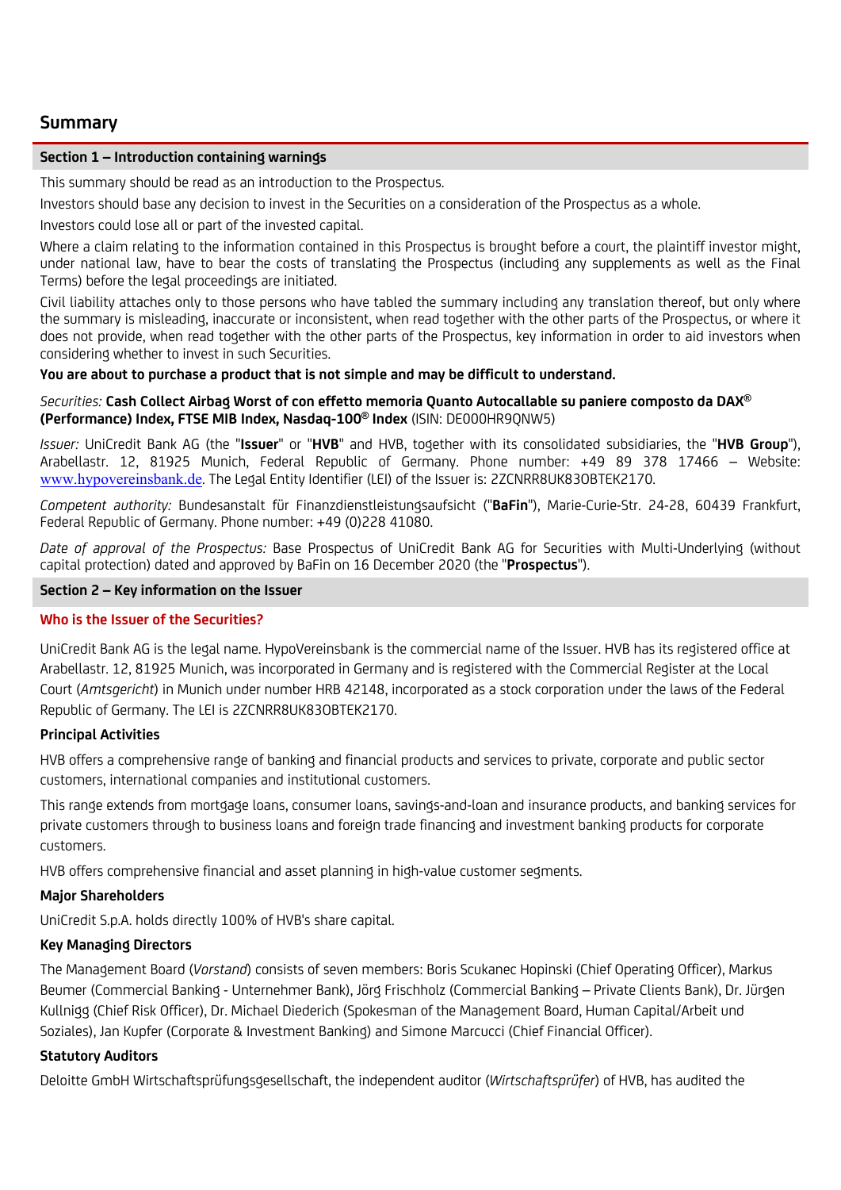# Summary

## Section 1 – Introduction containing warnings

This summary should be read as an introduction to the Prospectus.

Investors should base any decision to invest in the Securities on a consideration of the Prospectus as a whole.

Investors could lose all or part of the invested capital.

Where a claim relating to the information contained in this Prospectus is brought before a court, the plaintiff investor might, under national law, have to bear the costs of translating the Prospectus (including any supplements as well as the Final Terms) before the legal proceedings are initiated.

Civil liability attaches only to those persons who have tabled the summary including any translation thereof, but only where the summary is misleading, inaccurate or inconsistent, when read together with the other parts of the Prospectus, or where it does not provide, when read together with the other parts of the Prospectus, key information in order to aid investors when considering whether to invest in such Securities.

**You are about to purchase a product that is not simple and may be difficult to understand.**

*Securities:* **Cash Collect Airbag Worst of con effetto memoria Quanto Autocallable su paniere composto da DAX® (Performance) Index, FTSE MIB Index, Nasdaq-100® Index** (ISIN: DE000HR9QNW5)

*Issuer:* UniCredit Bank AG (the "**Issuer**" or "**HVB**" and HVB, together with its consolidated subsidiaries, the "**HVB Group**"), Arabellastr. 12, 81925 Munich, Federal Republic of Germany. Phone number: +49 89 378 17466 – Website: www.hypovereinsbank.de. The Legal Entity Identifier (LEI) of the Issuer is: 2ZCNRR8UK83OBTEK2170.

*Competent authority:* Bundesanstalt für Finanzdienstleistungsaufsicht ("**BaFin**"), Marie-Curie-Str. 24-28, 60439 Frankfurt, Federal Republic of Germany. Phone number: +49 (0)228 41080.

*Date of approval of the Prospectus:* Base Prospectus of UniCredit Bank AG for Securities with Multi-Underlying (without capital protection) dated and approved by BaFin on 16 December 2020 (the "**Prospectus**").

## Section 2 – Key information on the Issuer

### Who is the Issuer of the Securities?

UniCredit Bank AG is the legal name. HypoVereinsbank is the commercial name of the Issuer. HVB has its registered office at Arabellastr. 12, 81925 Munich, was incorporated in Germany and is registered with the Commercial Register at the Local Court (*Amtsgericht*) in Munich under number HRB 42148, incorporated as a stock corporation under the laws of the Federal Republic of Germany. The LEI is 2ZCNRR8UK83OBTEK2170.

**Principal Activities**

HVB offers a comprehensive range of banking and financial products and services to private, corporate and public sector customers, international companies and institutional customers.

This range extends from mortgage loans, consumer loans, savings-and-loan and insurance products, and banking services for private customers through to business loans and foreign trade financing and investment banking products for corporate customers.

HVB offers comprehensive financial and asset planning in high-value customer segments.

**Major Shareholders**

UniCredit S.p.A. holds directly 100% of HVB's share capital.

**Key Managing Directors**

The Management Board (*Vorstand*) consists of seven members: Boris Scukanec Hopinski (Chief Operating Officer), Markus Beumer (Commercial Banking - Unternehmer Bank), Jörg Frischholz (Commercial Banking – Private Clients Bank), Dr. Jürgen Kullnigg (Chief Risk Officer), Dr. Michael Diederich (Spokesman of the Management Board, Human Capital/Arbeit und Soziales), Jan Kupfer (Corporate & Investment Banking) and Simone Marcucci (Chief Financial Officer).

**Statutory Auditors**

Deloitte GmbH Wirtschaftsprüfungsgesellschaft, the independent auditor (*Wirtschaftsprüfer*) of HVB, has audited the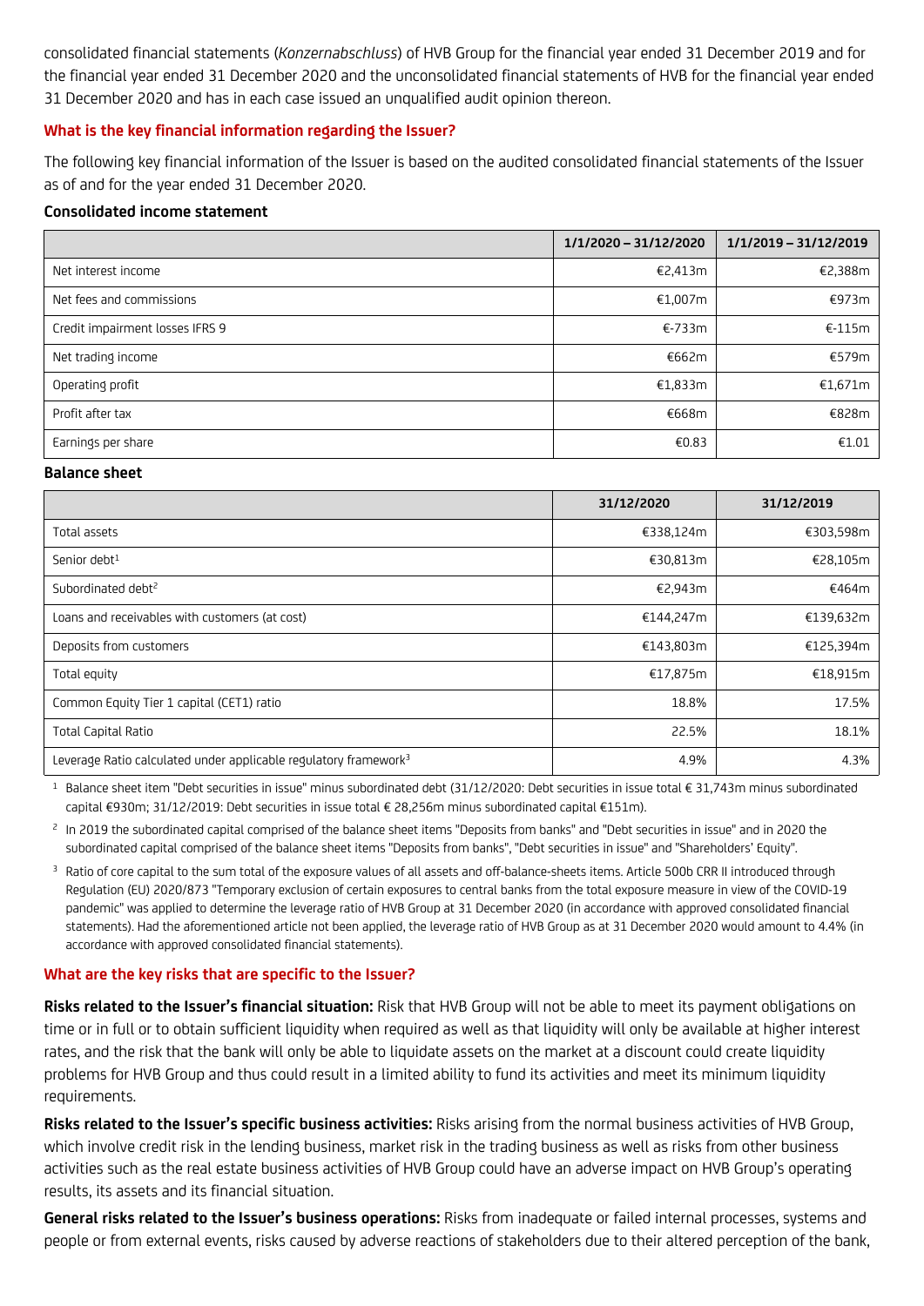consolidated financial statements (*Konzernabschluss*) of HVB Group for the financial year ended 31 December 2019 and for the financial year ended 31 December 2020 and the unconsolidated financial statements of HVB for the financial year ended 31 December 2020 and has in each case issued an unqualified audit opinion thereon.

### What is the key financial information regarding the Issuer?

The following key financial information of the Issuer is based on the audited consolidated financial statements of the Issuer as of and for the year ended 31 December 2020.

**Consolidated income statement**

| | 1/1/2020 – 31/12/2020 | 1/1/2019 – 31/12/2019 |
|---|---|---|
| Net interest income | €2,413m | €2,388m |
| Net fees and commissions | €1,007m | €973m |
| Credit impairment losses IFRS 9 | €-733m | €-115m |
| Net trading income | €662m | €579m |
| Operating profit | €1,833m | €1,671m |
| Profit after tax | €668m | €828m |
| Earnings per share | €0.83 | €1.01 |

**Balance sheet**

| | 31/12/2020 | 31/12/2019 |
|---|---|---|
| Total assets | €338,124m | €303,598m |
| Senior debt[1] | €30,813m | €28,105m |
| Subordinated debt[2] | €2,943m | €464m |
| Loans and receivables with customers (at cost) | €144,247m | €139,632m |
| Deposits from customers | €143,803m | €125,394m |
| Total equity | €17,875m | €18,915m |
| Common Equity Tier 1 capital (CET1) ratio | 18.8% | 17.5% |
| Total Capital Ratio | 22.5% | 18.1% |
| Leverage Ratio calculated under applicable regulatory framework[3] | 4.9% | 4.3% |

[1] Balance sheet item "Debt securities in issue" minus subordinated debt (31/12/2020: Debt securities in issue total € 31,743m minus subordinated capital €930m; 31/12/2019: Debt securities in issue total € 28,256m minus subordinated capital €151m).

[2] In 2019 the subordinated capital comprised of the balance sheet items "Deposits from banks" and "Debt securities in issue" and in 2020 the subordinated capital comprised of the balance sheet items "Deposits from banks", "Debt securities in issue" and "Shareholders' Equity".

[3] Ratio of core capital to the sum total of the exposure values of all assets and off-balance-sheets items. Article 500b CRR II introduced through Regulation (EU) 2020/873 "Temporary exclusion of certain exposures to central banks from the total exposure measure in view of the COVID-19 pandemic" was applied to determine the leverage ratio of HVB Group at 31 December 2020 (in accordance with approved consolidated financial statements). Had the aforementioned article not been applied, the leverage ratio of HVB Group as at 31 December 2020 would amount to 4.4% (in accordance with approved consolidated financial statements).

### What are the key risks that are specific to the Issuer?

**Risks related to the Issuer's financial situation:** Risk that HVB Group will not be able to meet its payment obligations on time or in full or to obtain sufficient liquidity when required as well as that liquidity will only be available at higher interest rates, and the risk that the bank will only be able to liquidate assets on the market at a discount could create liquidity problems for HVB Group and thus could result in a limited ability to fund its activities and meet its minimum liquidity requirements.

**Risks related to the Issuer's specific business activities:** Risks arising from the normal business activities of HVB Group, which involve credit risk in the lending business, market risk in the trading business as well as risks from other business activities such as the real estate business activities of HVB Group could have an adverse impact on HVB Group's operating results, its assets and its financial situation.

**General risks related to the Issuer's business operations:** Risks from inadequate or failed internal processes, systems and people or from external events, risks caused by adverse reactions of stakeholders due to their altered perception of the bank,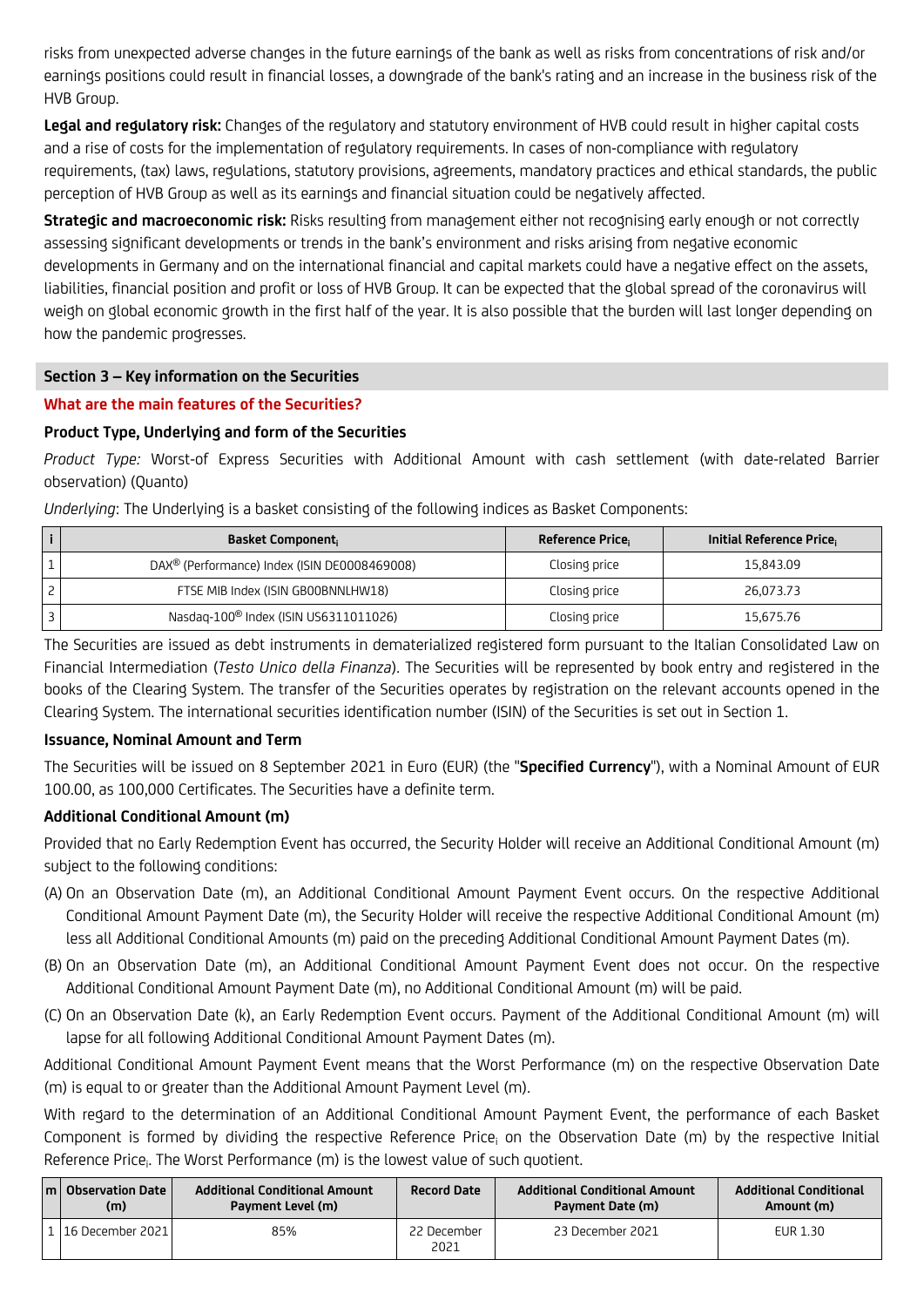risks from unexpected adverse changes in the future earnings of the bank as well as risks from concentrations of risk and/or earnings positions could result in financial losses, a downgrade of the bank's rating and an increase in the business risk of the HVB Group.

**Legal and regulatory risk:** Changes of the regulatory and statutory environment of HVB could result in higher capital costs and a rise of costs for the implementation of regulatory requirements. In cases of non-compliance with regulatory requirements, (tax) laws, regulations, statutory provisions, agreements, mandatory practices and ethical standards, the public perception of HVB Group as well as its earnings and financial situation could be negatively affected.

**Strategic and macroeconomic risk:** Risks resulting from management either not recognising early enough or not correctly assessing significant developments or trends in the bank's environment and risks arising from negative economic developments in Germany and on the international financial and capital markets could have a negative effect on the assets, liabilities, financial position and profit or loss of HVB Group. It can be expected that the global spread of the coronavirus will weigh on global economic growth in the first half of the year. It is also possible that the burden will last longer depending on how the pandemic progresses.

## Section 3 – Key information on the Securities

### What are the main features of the Securities?

**Product Type, Underlying and form of the Securities**

*Product Type:* Worst-of Express Securities with Additional Amount with cash settlement (with date-related Barrier observation) (Quanto)

*Underlying*: The Underlying is a basket consisting of the following indices as Basket Components:

| i | Basket Component$_i$ | Reference Price$_i$ | Initial Reference Price$_i$ |
|---|---|---|---|
| 1 | DAX® (Performance) Index (ISIN DE0008469008) | Closing price | 15,843.09 |
| 2 | FTSE MIB Index (ISIN GB00BNNLHW18) | Closing price | 26,073.73 |
| 3 | Nasdaq-100® Index (ISIN US6311011026) | Closing price | 15,675.76 |

The Securities are issued as debt instruments in dematerialized registered form pursuant to the Italian Consolidated Law on Financial Intermediation (*Testo Unico della Finanza*). The Securities will be represented by book entry and registered in the books of the Clearing System. The transfer of the Securities operates by registration on the relevant accounts opened in the Clearing System. The international securities identification number (ISIN) of the Securities is set out in Section 1.

**Issuance, Nominal Amount and Term**

The Securities will be issued on 8 September 2021 in Euro (EUR) (the "**Specified Currency**"), with a Nominal Amount of EUR 100.00, as 100,000 Certificates. The Securities have a definite term.

**Additional Conditional Amount (m)**

Provided that no Early Redemption Event has occurred, the Security Holder will receive an Additional Conditional Amount (m) subject to the following conditions:

(A) On an Observation Date (m), an Additional Conditional Amount Payment Event occurs. On the respective Additional Conditional Amount Payment Date (m), the Security Holder will receive the respective Additional Conditional Amount (m) less all Additional Conditional Amounts (m) paid on the preceding Additional Conditional Amount Payment Dates (m).

(B) On an Observation Date (m), an Additional Conditional Amount Payment Event does not occur. On the respective Additional Conditional Amount Payment Date (m), no Additional Conditional Amount (m) will be paid.

(C) On an Observation Date (k), an Early Redemption Event occurs. Payment of the Additional Conditional Amount (m) will lapse for all following Additional Conditional Amount Payment Dates (m).

Additional Conditional Amount Payment Event means that the Worst Performance (m) on the respective Observation Date (m) is equal to or greater than the Additional Amount Payment Level (m).

With regard to the determination of an Additional Conditional Amount Payment Event, the performance of each Basket Component is formed by dividing the respective Reference Price$_i$ on the Observation Date (m) by the respective Initial Reference Price$_i$. The Worst Performance (m) is the lowest value of such quotient.

| m | Observation Date (m) | Additional Conditional Amount Payment Level (m) | Record Date | Additional Conditional Amount Payment Date (m) | Additional Conditional Amount (m) |
|---|---|---|---|---|---|
| 1 | 16 December 2021 | 85% | 22 December 2021 | 23 December 2021 | EUR 1.30 |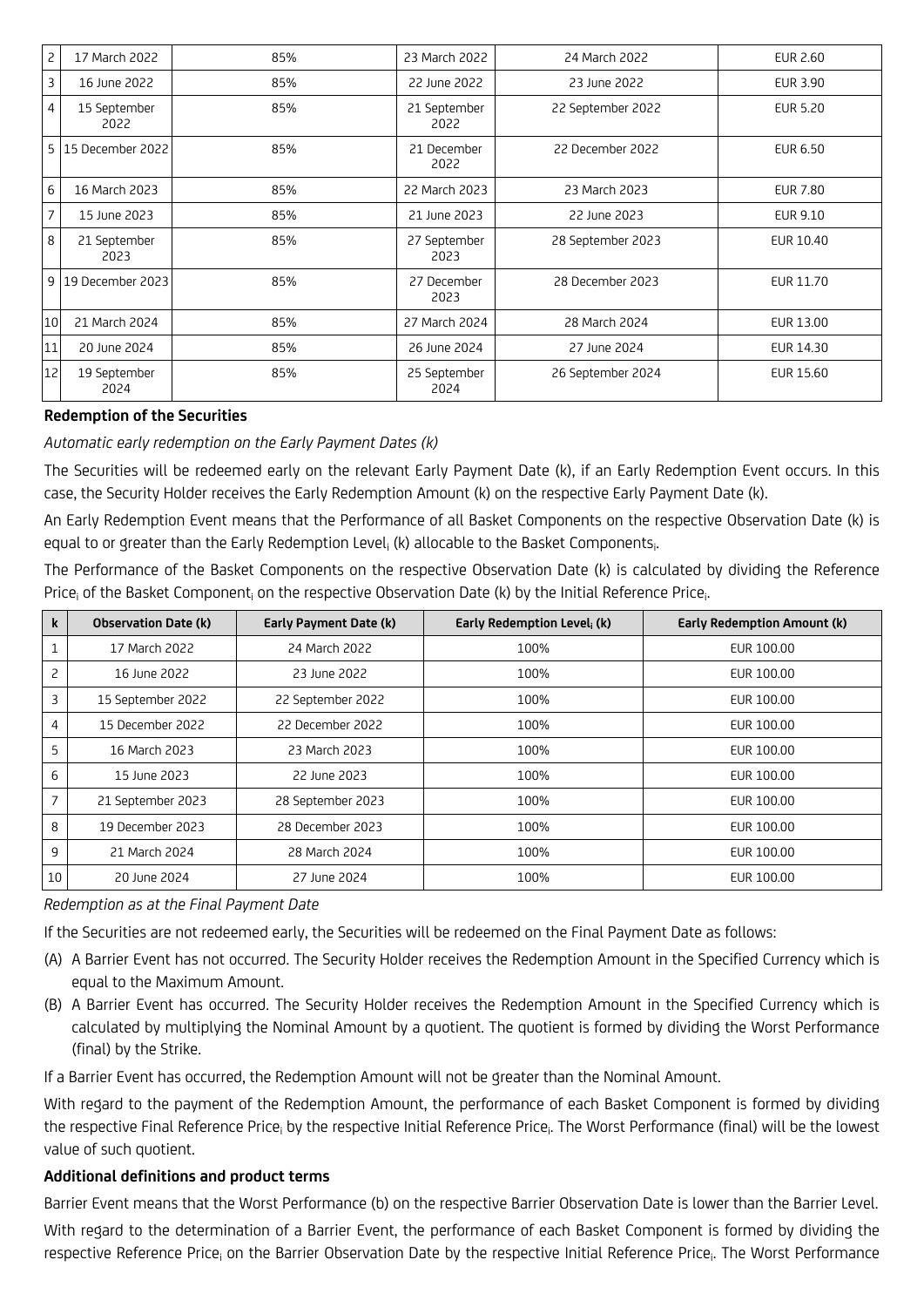| 2 | 17 March 2022 | 85% | 23 March 2022 | 24 March 2022 | EUR 2.60 |
|---|---|---|---|---|---|
| 3 | 16 June 2022 | 85% | 22 June 2022 | 23 June 2022 | EUR 3.90 |
| 4 | 15 September 2022 | 85% | 21 September 2022 | 22 September 2022 | EUR 5.20 |
| 5 | 15 December 2022 | 85% | 21 December 2022 | 22 December 2022 | EUR 6.50 |
| 6 | 16 March 2023 | 85% | 22 March 2023 | 23 March 2023 | EUR 7.80 |
| 7 | 15 June 2023 | 85% | 21 June 2023 | 22 June 2023 | EUR 9.10 |
| 8 | 21 September 2023 | 85% | 27 September 2023 | 28 September 2023 | EUR 10.40 |
| 9 | 19 December 2023 | 85% | 27 December 2023 | 28 December 2023 | EUR 11.70 |
| 10 | 21 March 2024 | 85% | 27 March 2024 | 28 March 2024 | EUR 13.00 |
| 11 | 20 June 2024 | 85% | 26 June 2024 | 27 June 2024 | EUR 14.30 |
| 12 | 19 September 2024 | 85% | 25 September 2024 | 26 September 2024 | EUR 15.60 |

**Redemption of the Securities**

*Automatic early redemption on the Early Payment Dates (k)*

The Securities will be redeemed early on the relevant Early Payment Date (k), if an Early Redemption Event occurs. In this case, the Security Holder receives the Early Redemption Amount (k) on the respective Early Payment Date (k).

An Early Redemption Event means that the Performance of all Basket Components on the respective Observation Date (k) is equal to or greater than the Early Redemption $Level_i$ (k) allocable to the Basket $Components_i$.

The Performance of the Basket Components on the respective Observation Date (k) is calculated by dividing the Reference $Price_i$ of the Basket $Component_i$ on the respective Observation Date (k) by the Initial Reference $Price_i$.

| k | Observation Date (k) | Early Payment Date (k) | Early Redemption $Level_i$ (k) | Early Redemption Amount (k) |
|---|---|---|---|---|
| 1 | 17 March 2022 | 24 March 2022 | 100% | EUR 100.00 |
| 2 | 16 June 2022 | 23 June 2022 | 100% | EUR 100.00 |
| 3 | 15 September 2022 | 22 September 2022 | 100% | EUR 100.00 |
| 4 | 15 December 2022 | 22 December 2022 | 100% | EUR 100.00 |
| 5 | 16 March 2023 | 23 March 2023 | 100% | EUR 100.00 |
| 6 | 15 June 2023 | 22 June 2023 | 100% | EUR 100.00 |
| 7 | 21 September 2023 | 28 September 2023 | 100% | EUR 100.00 |
| 8 | 19 December 2023 | 28 December 2023 | 100% | EUR 100.00 |
| 9 | 21 March 2024 | 28 March 2024 | 100% | EUR 100.00 |
| 10 | 20 June 2024 | 27 June 2024 | 100% | EUR 100.00 |

*Redemption as at the Final Payment Date*

If the Securities are not redeemed early, the Securities will be redeemed on the Final Payment Date as follows:

(A) A Barrier Event has not occurred. The Security Holder receives the Redemption Amount in the Specified Currency which is equal to the Maximum Amount.

(B) A Barrier Event has occurred. The Security Holder receives the Redemption Amount in the Specified Currency which is calculated by multiplying the Nominal Amount by a quotient. The quotient is formed by dividing the Worst Performance (final) by the Strike.

If a Barrier Event has occurred, the Redemption Amount will not be greater than the Nominal Amount.

With regard to the payment of the Redemption Amount, the performance of each Basket Component is formed by dividing the respective Final Reference $Price_i$ by the respective Initial Reference $Price_i$. The Worst Performance (final) will be the lowest value of such quotient.

**Additional definitions and product terms**

Barrier Event means that the Worst Performance (b) on the respective Barrier Observation Date is lower than the Barrier Level.

With regard to the determination of a Barrier Event, the performance of each Basket Component is formed by dividing the respective Reference $Price_i$ on the Barrier Observation Date by the respective Initial Reference $Price_i$. The Worst Performance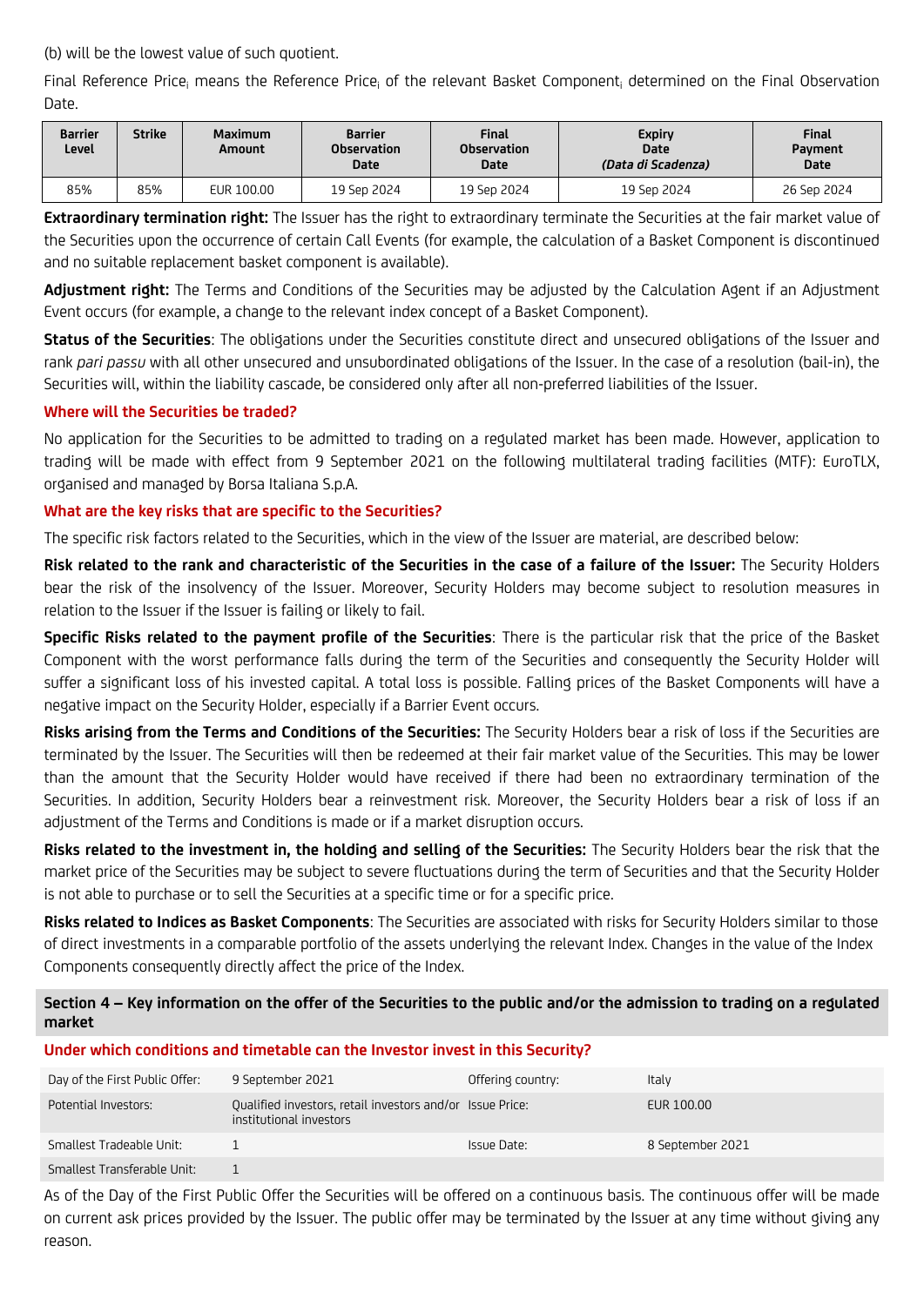(b) will be the lowest value of such quotient.

Final Reference Price$_i$ means the Reference Price$_i$ of the relevant Basket Component$_i$ determined on the Final Observation Date.

| Barrier Level | Strike | Maximum Amount | Barrier Observation Date | Final Observation Date | Expiry Date *(Data di Scadenza)* | Final Payment Date |
|---|---|---|---|---|---|---|
| 85% | 85% | EUR 100.00 | 19 Sep 2024 | 19 Sep 2024 | 19 Sep 2024 | 26 Sep 2024 |

**Extraordinary termination right:** The Issuer has the right to extraordinary terminate the Securities at the fair market value of the Securities upon the occurrence of certain Call Events (for example, the calculation of a Basket Component is discontinued and no suitable replacement basket component is available).

**Adjustment right:** The Terms and Conditions of the Securities may be adjusted by the Calculation Agent if an Adjustment Event occurs (for example, a change to the relevant index concept of a Basket Component).

**Status of the Securities**: The obligations under the Securities constitute direct and unsecured obligations of the Issuer and rank *pari passu* with all other unsecured and unsubordinated obligations of the Issuer. In the case of a resolution (bail-in), the Securities will, within the liability cascade, be considered only after all non-preferred liabilities of the Issuer.

### Where will the Securities be traded?

No application for the Securities to be admitted to trading on a regulated market has been made. However, application to trading will be made with effect from 9 September 2021 on the following multilateral trading facilities (MTF): EuroTLX, organised and managed by Borsa Italiana S.p.A.

### What are the key risks that are specific to the Securities?

The specific risk factors related to the Securities, which in the view of the Issuer are material, are described below:

**Risk related to the rank and characteristic of the Securities in the case of a failure of the Issuer:** The Security Holders bear the risk of the insolvency of the Issuer. Moreover, Security Holders may become subject to resolution measures in relation to the Issuer if the Issuer is failing or likely to fail.

**Specific Risks related to the payment profile of the Securities**: There is the particular risk that the price of the Basket Component with the worst performance falls during the term of the Securities and consequently the Security Holder will suffer a significant loss of his invested capital. A total loss is possible. Falling prices of the Basket Components will have a negative impact on the Security Holder, especially if a Barrier Event occurs.

**Risks arising from the Terms and Conditions of the Securities:** The Security Holders bear a risk of loss if the Securities are terminated by the Issuer. The Securities will then be redeemed at their fair market value of the Securities. This may be lower than the amount that the Security Holder would have received if there had been no extraordinary termination of the Securities. In addition, Security Holders bear a reinvestment risk. Moreover, the Security Holders bear a risk of loss if an adjustment of the Terms and Conditions is made or if a market disruption occurs.

**Risks related to the investment in, the holding and selling of the Securities:** The Security Holders bear the risk that the market price of the Securities may be subject to severe fluctuations during the term of Securities and that the Security Holder is not able to purchase or to sell the Securities at a specific time or for a specific price.

**Risks related to Indices as Basket Components**: The Securities are associated with risks for Security Holders similar to those of direct investments in a comparable portfolio of the assets underlying the relevant Index. Changes in the value of the Index Components consequently directly affect the price of the Index.

## Section 4 – Key information on the offer of the Securities to the public and/or the admission to trading on a regulated market

### Under which conditions and timetable can the Investor invest in this Security?

| | | | |
|---|---|---|---|
| Day of the First Public Offer: | 9 September 2021 | Offering country: | Italy |
| Potential Investors: | Qualified investors, retail investors and/or institutional investors | Issue Price: | EUR 100.00 |
| Smallest Tradeable Unit: | 1 | Issue Date: | 8 September 2021 |
| Smallest Transferable Unit: | 1 | | |

As of the Day of the First Public Offer the Securities will be offered on a continuous basis. The continuous offer will be made on current ask prices provided by the Issuer. The public offer may be terminated by the Issuer at any time without giving any reason.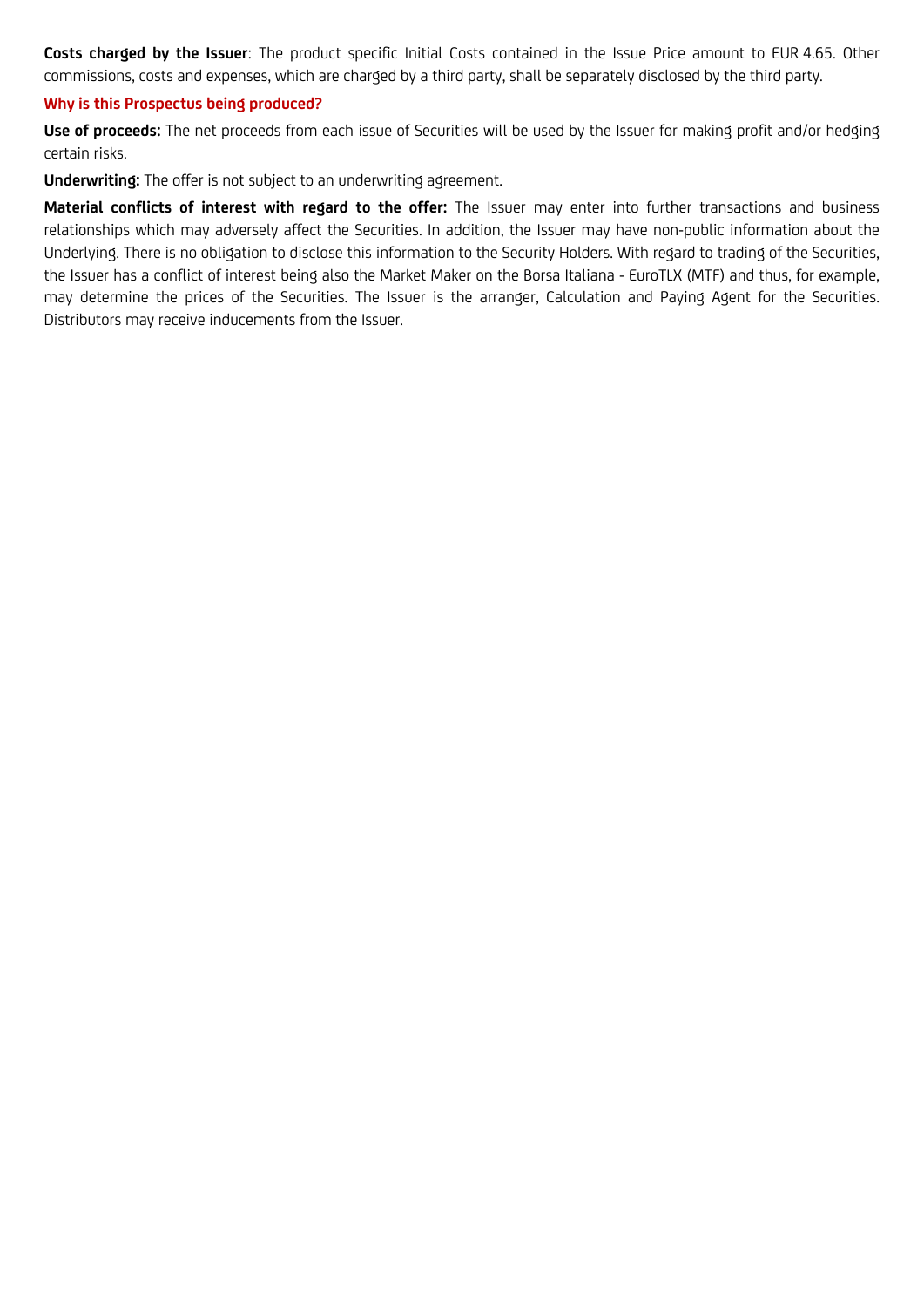**Costs charged by the Issuer**: The product specific Initial Costs contained in the Issue Price amount to EUR 4.65. Other commissions, costs and expenses, which are charged by a third party, shall be separately disclosed by the third party.

### Why is this Prospectus being produced?

**Use of proceeds:** The net proceeds from each issue of Securities will be used by the Issuer for making profit and/or hedging certain risks.

**Underwriting:** The offer is not subject to an underwriting agreement.

**Material conflicts of interest with regard to the offer:** The Issuer may enter into further transactions and business relationships which may adversely affect the Securities. In addition, the Issuer may have non-public information about the Underlying. There is no obligation to disclose this information to the Security Holders. With regard to trading of the Securities, the Issuer has a conflict of interest being also the Market Maker on the Borsa Italiana - EuroTLX (MTF) and thus, for example, may determine the prices of the Securities. The Issuer is the arranger, Calculation and Paying Agent for the Securities. Distributors may receive inducements from the Issuer.